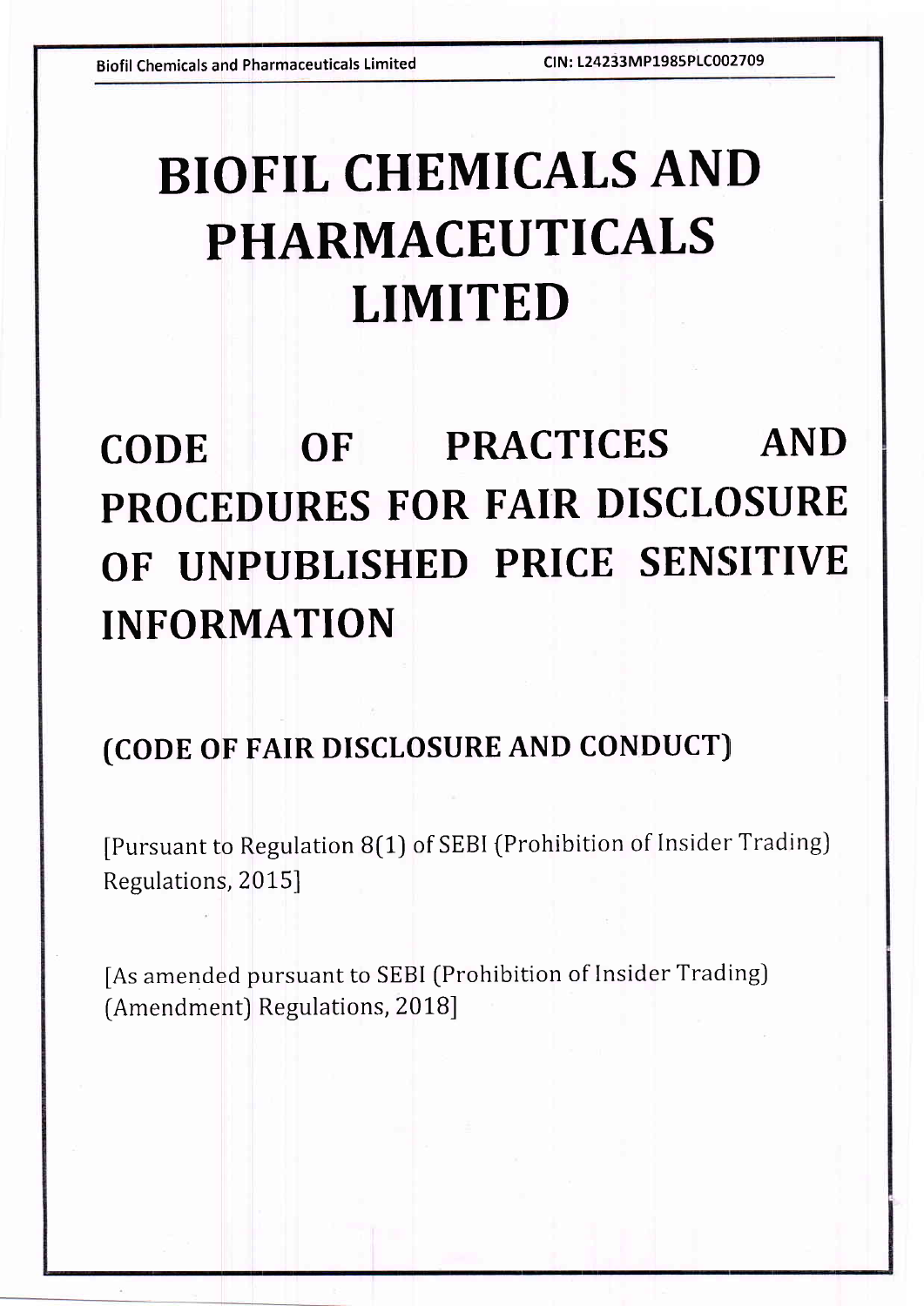# BIOFIL CHEMICALS AND PHARMACEUTICALS LIMITED

# CODE OF PRACTICES AND PROCEDURES FOR FAIR DISCLOSURE OF UNPUBLISHED PRICE SENSITIVE INFORMATION

## (CODE OF FAIR DISCLOSURE AND CONDUCT)

[Pursuant to Regulation 8(1) of SEBI (Prohibition of Insider Trading) Regulations, 2015]

[As amended pursuant to SEBI (Prohibition of Insider Trading) (Amendment) Regulations, 2018]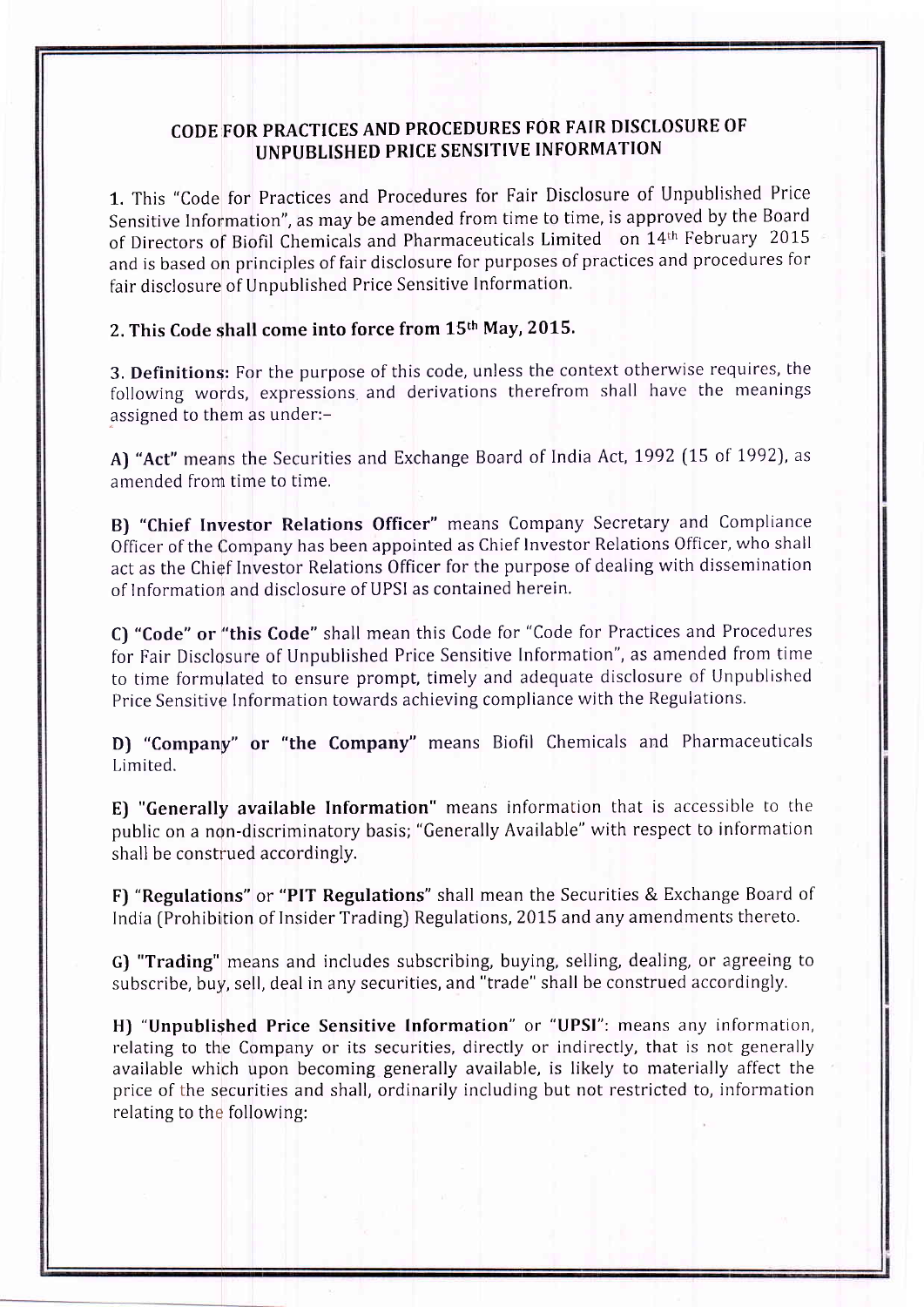## CODE FOR PRACTICES AND PROCEDURES FOR FAIR DISCLOSURE OF UNPUBLISHED PRICE SENSITIVE INFORMATION

1. This "Code for Practices and Procedures for Fair Disclosure of Unpublished Price Sensitive Information", as may be amended from time to time, is approved by the Board of Directors of Biofil Chemicals and Pharmaceuticals Limited on 14th February 2015 and is based on principles of fair disclosure for purposes of practices and procedures for fair disclosure of Unpublished Price Sensitive Information.

**2. This Code shall come into force from 15th May, 2015.**

3. **Definitions:** For the purpose of this code, unless the context otherwise requires, the following words, expressions and derivations therefrom shall have the meanings assigned to them as under:-

A) **"Act"** means the Securities and Exchange Board of India Act, 1992 (15 of 1992), as amended from time to time.

B) **"Chief Investor Relations Officer"** means Company Secretary and Compliance Officer of the Company has been appointed as Chief Investor Relations Officer, who shall act as the Chief Investor Relations Officer for the purpose of dealing with dissemination of Information and disclosure of UPSI as contained herein.

C) **"Code" or "this Code"** shall mean this Code for "Code for Practices and Procedures for Fair Disclosure of Unpublished Price Sensitive Information", as amended from time to time formulated to ensure prompt, timely and adequate disclosure of Unpublished Price Sensitive Information towards achieving compliance with the Regulations.

D) **"Company" or "the Company"** means Biofil Chemicals and Pharmaceuticals Limited.

E) **"Generally available Information"** means information that is accessible to the public on a non-discriminatory basis; "Generally Available" with respect to information shall be construed accordingly.

F) **"Regulations"** or **"PIT Regulations"** shall mean the Securities & Exchange Board of India (Prohibition of Insider Trading) Regulations, 2015 and any amendments thereto.

G) **"Trading"** means and includes subscribing, buying, selling, dealing, or agreeing to subscribe, buy, sell, deal in any securities, and "trade" shall be construed accordingly.

H) "**Unpublished Price Sensitive Information**" or "**UPSI**": means any information, relating to the Company or its securities, directly or indirectly, that is not generally available which upon becoming generally available, is likely to materially affect the price of the securities and shall, ordinarily including but not restricted to, information relating to the following: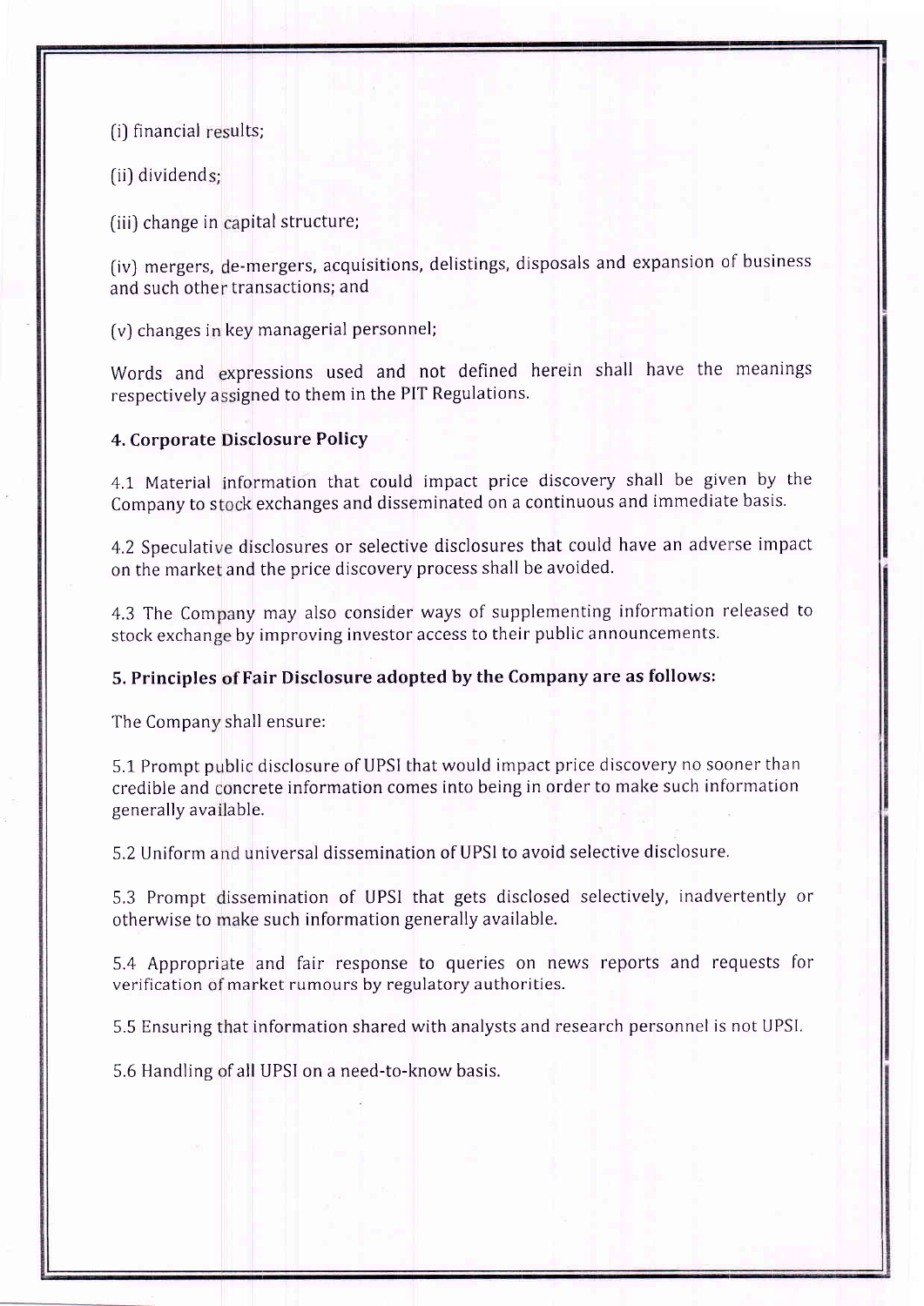(i) financial results;

(ii) dividends;

(iii) change in capital structure;

(iv) mergers, de-mergers, acquisitions, delistings, disposals and expansion of business and such other transactions; and

(v) changes in key managerial personnel;

Words and expressions used and not defined herein shall have the meanings respectively assigned to them in the PIT Regulations.

## 4. Corporate Disclosure Policy

4.1 Material information that could impact price discovery shall be given by the Company to stock exchanges and disseminated on a continuous and immediate basis.

4.2 Speculative disclosures or selective disclosures that could have an adverse impact on the market and the price discovery process shall be avoided.

4.3 The Company may also consider ways of supplementing information released to stock exchange by improving investor access to their public announcements.

## 5. Principles of Fair Disclosure adopted by the Company are as follows:

The Company shall ensure:

5.1 Prompt public disclosure of UPSI that would impact price discovery no sooner than credible and concrete information comes into being in order to make such information generally available.

5.2 Uniform and universal dissemination of UPSI to avoid selective disclosure.

5.3 Prompt dissemination of UPSI that gets disclosed selectively, inadvertently or otherwise to make such information generally available.

5.4 Appropriate and fair response to queries on news reports and requests for verification of market rumours by regulatory authorities.

5.5 Ensuring that information shared with analysts and research personnel is not UPSI.

5.6 Handling of all UPSI on a need-to-know basis.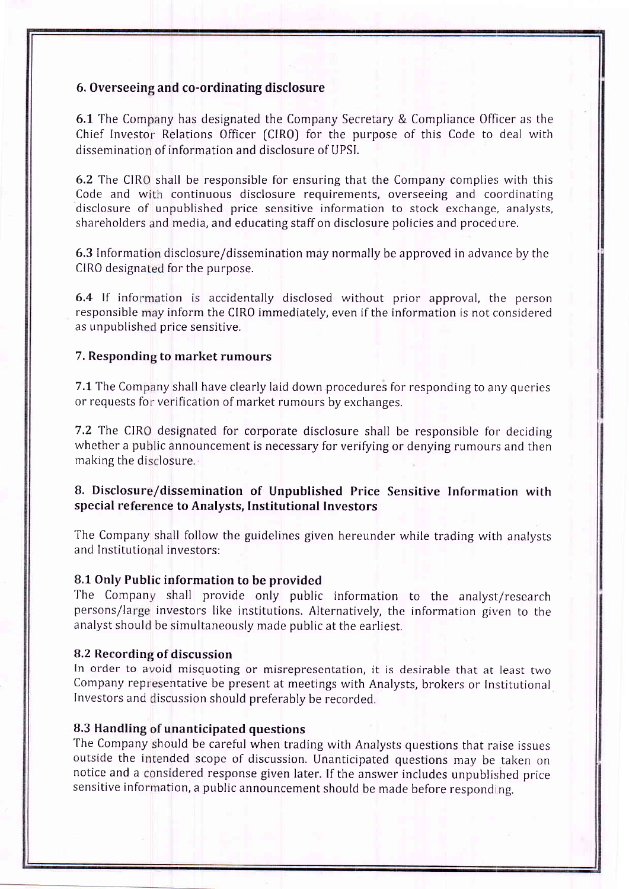## 6. Overseeing and co-ordinating disclosure

**6.1** The Company has designated the Company Secretary & Compliance Officer as the Chief Investor Relations Officer (CIRO) for the purpose of this Code to deal with dissemination of information and disclosure of UPSI.

**6.2** The CIRO shall be responsible for ensuring that the Company complies with this Code and with continuous disclosure requirements, overseeing and coordinating disclosure of unpublished price sensitive information to stock exchange, analysts, shareholders and media, and educating staff on disclosure policies and procedure.

**6.3** Information disclosure/dissemination may normally be approved in advance by the CIRO designated for the purpose.

**6.4** If information is accidentally disclosed without prior approval, the person responsible may inform the CIRO immediately, even if the information is not considered as unpublished price sensitive.

## 7. Responding to market rumours

**7.1** The Company shall have clearly laid down procedures for responding to any queries or requests for verification of market rumours by exchanges.

**7.2** The CIRO designated for corporate disclosure shall be responsible for deciding whether a public announcement is necessary for verifying or denying rumours and then making the disclosure.

## 8. Disclosure/dissemination of Unpublished Price Sensitive Information with special reference to Analysts, Institutional Investors

The Company shall follow the guidelines given hereunder while trading with analysts and Institutional investors:

### 8.1 Only Public information to be provided

The Company shall provide only public information to the analyst/research persons/large investors like institutions. Alternatively, the information given to the analyst should be simultaneously made public at the earliest.

### 8.2 Recording of discussion

In order to avoid misquoting or misrepresentation, it is desirable that at least two Company representative be present at meetings with Analysts, brokers or Institutional Investors and discussion should preferably be recorded.

### 8.3 Handling of unanticipated questions

The Company should be careful when trading with Analysts questions that raise issues outside the intended scope of discussion. Unanticipated questions may be taken on notice and a considered response given later. If the answer includes unpublished price sensitive information, a public announcement should be made before responding.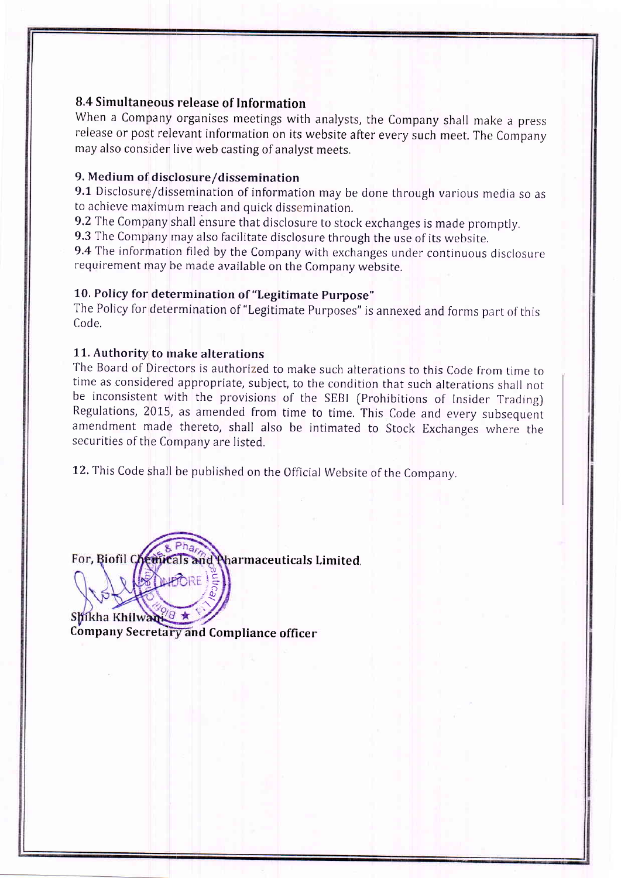### 8.4 Simultaneous release of Information

When a Company organises meetings with analysts, the Company shall make a press release or post relevant information on its website after every such meet. The Company may also consider live web casting of analyst meets.

### 9. Medium of disclosure/dissemination

**9.1** Disclosure/dissemination of information may be done through various media so as to achieve maximum reach and quick dissemination.

**9.2** The Company shall ensure that disclosure to stock exchanges is made promptly.

**9.3** The Company may also facilitate disclosure through the use of its website.

**9.4** The information filed by the Company with exchanges under continuous disclosure requirement may be made available on the Company website.

### 10. Policy for determination of "Legitimate Purpose"

The Policy for determination of "Legitimate Purposes" is annexed and forms part of this Code.

### 11. Authority to make alterations

The Board of Directors is authorized to make such alterations to this Code from time to time as considered appropriate, subject, to the condition that such alterations shall not be inconsistent with the provisions of the SEBI (Prohibitions of Insider Trading) Regulations, 2015, as amended from time to time. This Code and every subsequent amendment made thereto, shall also be intimated to Stock Exchanges where the securities of the Company are listed.

**12.** This Code shall be published on the Official Website of the Company.

**For, Biofil Chemicals and Pharmaceuticals Limited**

**Shikha Khilwani**
**Company Secretary and Compliance officer**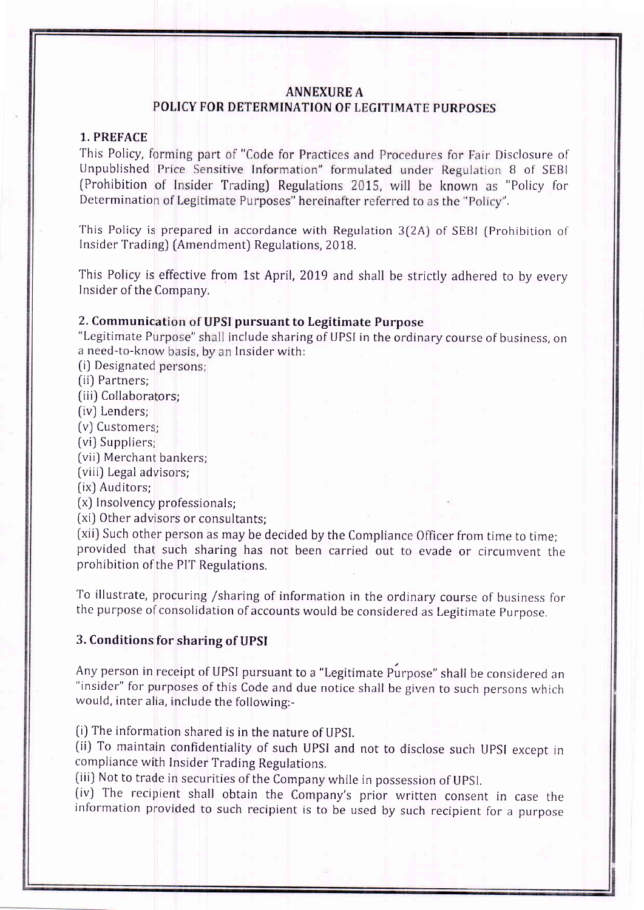# ANNEXURE A
## POLICY FOR DETERMINATION OF LEGITIMATE PURPOSES

### 1. PREFACE

This Policy, forming part of "Code for Practices and Procedures for Fair Disclosure of Unpublished Price Sensitive Information" formulated under Regulation 8 of SEBI (Prohibition of Insider Trading) Regulations 2015, will be known as "Policy for Determination of Legitimate Purposes" hereinafter referred to as the "Policy".

This Policy is prepared in accordance with Regulation 3(2A) of SEBI (Prohibition of Insider Trading) (Amendment) Regulations, 2018.

This Policy is effective from 1st April, 2019 and shall be strictly adhered to by every Insider of the Company.

### 2. Communication of UPSI pursuant to Legitimate Purpose

"Legitimate Purpose" shall include sharing of UPSI in the ordinary course of business, on a need-to-know basis, by an Insider with:

(i) Designated persons;
(ii) Partners;
(iii) Collaborators;
(iv) Lenders;
(v) Customers;
(vi) Suppliers;
(vii) Merchant bankers;
(viii) Legal advisors;
(ix) Auditors;
(x) Insolvency professionals;
(xi) Other advisors or consultants;
(xii) Such other person as may be decided by the Compliance Officer from time to time;
provided that such sharing has not been carried out to evade or circumvent the prohibition of the PIT Regulations.

To illustrate, procuring /sharing of information in the ordinary course of business for the purpose of consolidation of accounts would be considered as Legitimate Purpose.

### 3. Conditions for sharing of UPSI

Any person in receipt of UPSI pursuant to a "Legitimate Purpose" shall be considered an "insider" for purposes of this Code and due notice shall be given to such persons which would, inter alia, include the following:-

(i) The information shared is in the nature of UPSI.
(ii) To maintain confidentiality of such UPSI and not to disclose such UPSI except in compliance with Insider Trading Regulations.
(iii) Not to trade in securities of the Company while in possession of UPSI.
(iv) The recipient shall obtain the Company's prior written consent in case the information provided to such recipient is to be used by such recipient for a purpose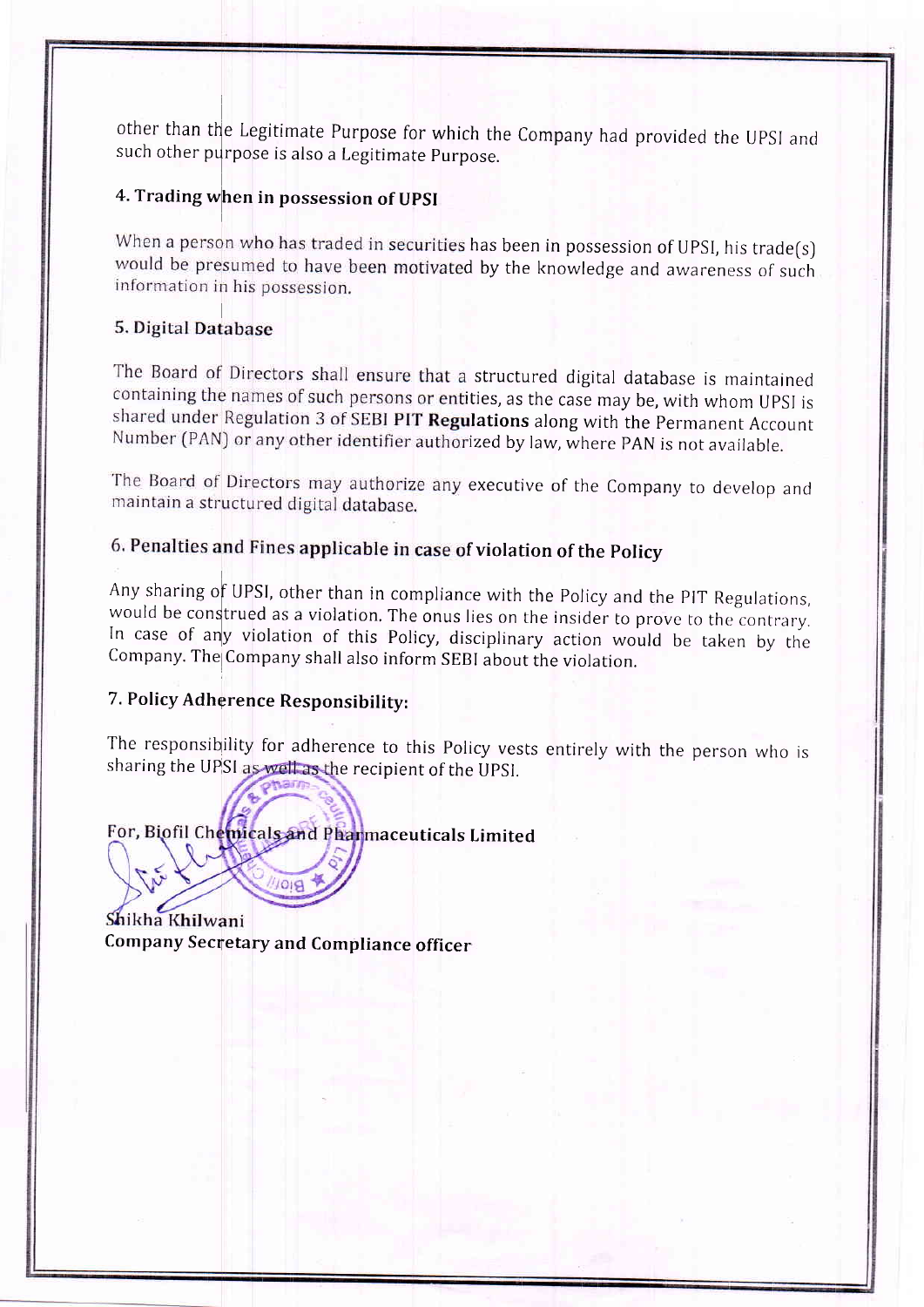other than the Legitimate Purpose for which the Company had provided the UPSI and such other purpose is also a Legitimate Purpose.

### 4. Trading when in possession of UPSI

When a person who has traded in securities has been in possession of UPSI, his trade(s) would be presumed to have been motivated by the knowledge and awareness of such information in his possession.

### 5. Digital Database

The Board of Directors shall ensure that a structured digital database is maintained containing the names of such persons or entities, as the case may be, with whom UPSI is shared under Regulation 3 of SEBI **PIT Regulations** along with the Permanent Account Number (PAN) or any other identifier authorized by law, where PAN is not available.

The Board of Directors may authorize any executive of the Company to develop and maintain a structured digital database.

### 6. Penalties and Fines applicable in case of violation of the Policy

Any sharing of UPSI, other than in compliance with the Policy and the PIT Regulations, would be construed as a violation. The onus lies on the insider to prove to the contrary. In case of any violation of this Policy, disciplinary action would be taken by the Company. The Company shall also inform SEBI about the violation.

### 7. Policy Adherence Responsibility:

The responsibility for adherence to this Policy vests entirely with the person who is sharing the UPSI as well as the recipient of the UPSI.

**For, Biofil Chemicals and Pharmaceuticals Limited**

Shikha Khilwani
**Company Secretary and Compliance officer**